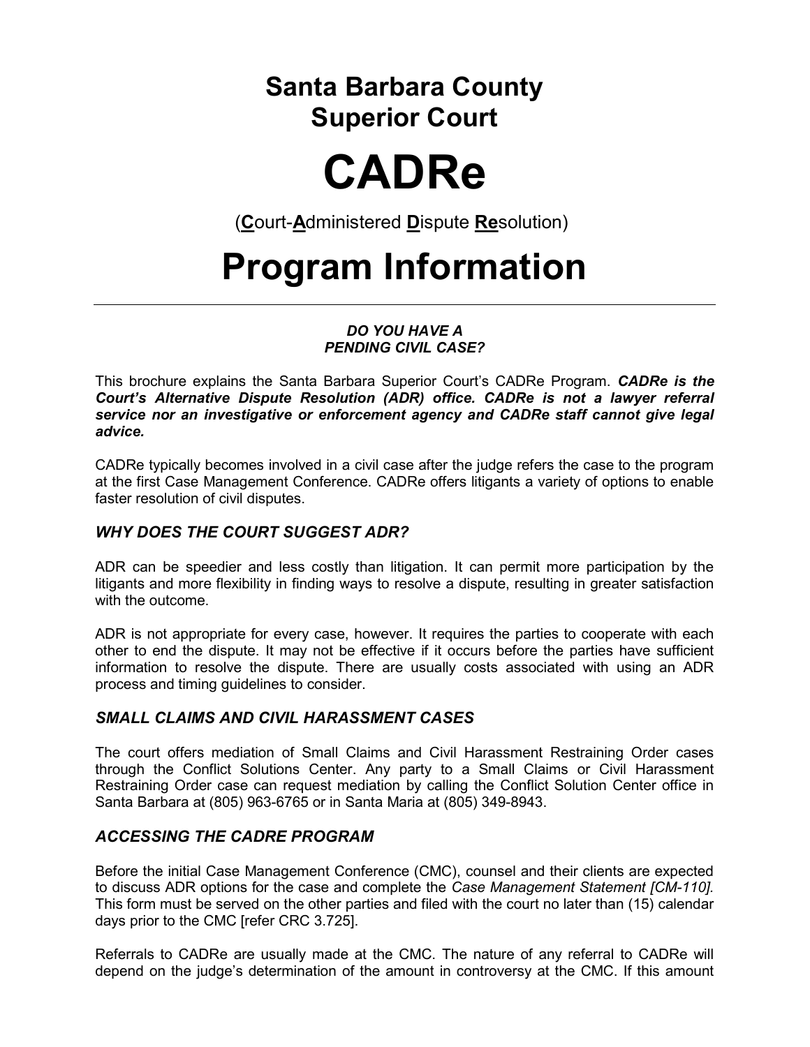# Santa Barbara County Superior Court

# CADRe

(**C**ourt-**A**dministered **D**ispute **Re**solution)

# Program Information

---

***DO YOU HAVE A PENDING CIVIL CASE?***

This brochure explains the Santa Barbara Superior Court's CADRe Program. ***CADRe is the Court's Alternative Dispute Resolution (ADR) office. CADRe is not a lawyer referral service nor an investigative or enforcement agency and CADRe staff cannot give legal advice.***

CADRe typically becomes involved in a civil case after the judge refers the case to the program at the first Case Management Conference. CADRe offers litigants a variety of options to enable faster resolution of civil disputes.

### *WHY DOES THE COURT SUGGEST ADR?*

ADR can be speedier and less costly than litigation. It can permit more participation by the litigants and more flexibility in finding ways to resolve a dispute, resulting in greater satisfaction with the outcome.

ADR is not appropriate for every case, however. It requires the parties to cooperate with each other to end the dispute. It may not be effective if it occurs before the parties have sufficient information to resolve the dispute. There are usually costs associated with using an ADR process and timing guidelines to consider.

### *SMALL CLAIMS AND CIVIL HARASSMENT CASES*

The court offers mediation of Small Claims and Civil Harassment Restraining Order cases through the Conflict Solutions Center. Any party to a Small Claims or Civil Harassment Restraining Order case can request mediation by calling the Conflict Solution Center office in Santa Barbara at (805) 963-6765 or in Santa Maria at (805) 349-8943.

### *ACCESSING THE CADRE PROGRAM*

Before the initial Case Management Conference (CMC), counsel and their clients are expected to discuss ADR options for the case and complete the *Case Management Statement [CM-110]*. This form must be served on the other parties and filed with the court no later than (15) calendar days prior to the CMC [refer CRC 3.725].

Referrals to CADRe are usually made at the CMC. The nature of any referral to CADRe will depend on the judge's determination of the amount in controversy at the CMC. If this amount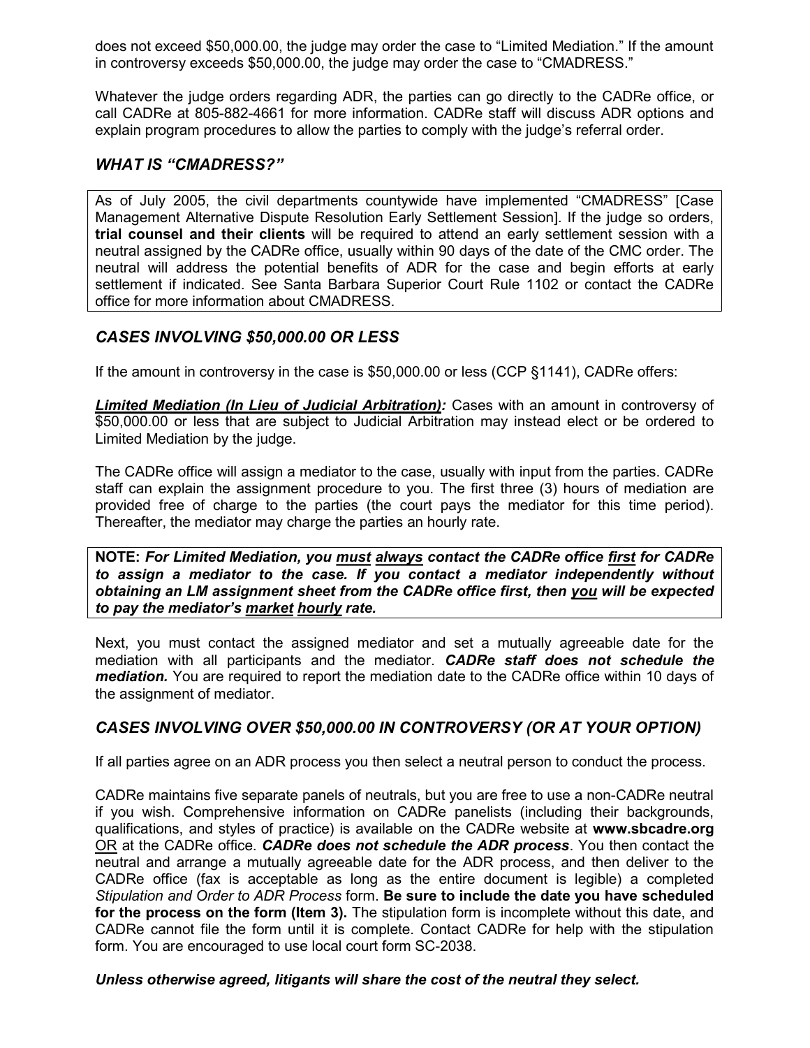does not exceed $50,000.00, the judge may order the case to "Limited Mediation." If the amount in controversy exceeds $50,000.00, the judge may order the case to "CMADRESS."

Whatever the judge orders regarding ADR, the parties can go directly to the CADRe office, or call CADRe at 805-882-4661 for more information. CADRe staff will discuss ADR options and explain program procedures to allow the parties to comply with the judge's referral order.

### *WHAT IS "CMADRESS?"*

As of July 2005, the civil departments countywide have implemented "CMADRESS" [Case Management Alternative Dispute Resolution Early Settlement Session]. If the judge so orders, **trial counsel and their clients** will be required to attend an early settlement session with a neutral assigned by the CADRe office, usually within 90 days of the date of the CMC order. The neutral will address the potential benefits of ADR for the case and begin efforts at early settlement if indicated. See Santa Barbara Superior Court Rule 1102 or contact the CADRe office for more information about CMADRESS.

### *CASES INVOLVING $50,000.00 OR LESS*

If the amount in controversy in the case is $50,000.00 or less (CCP §1141), CADRe offers:

***Limited Mediation (In Lieu of Judicial Arbitration):*** Cases with an amount in controversy of $50,000.00 or less that are subject to Judicial Arbitration may instead elect or be ordered to Limited Mediation by the judge.

The CADRe office will assign a mediator to the case, usually with input from the parties. CADRe staff can explain the assignment procedure to you. The first three (3) hours of mediation are provided free of charge to the parties (the court pays the mediator for this time period). Thereafter, the mediator may charge the parties an hourly rate.

**NOTE:** ***For Limited Mediation, you must always contact the CADRe office first for CADRe to assign a mediator to the case. If you contact a mediator independently without obtaining an LM assignment sheet from the CADRe office first, then you will be expected to pay the mediator's market hourly rate.***

Next, you must contact the assigned mediator and set a mutually agreeable date for the mediation with all participants and the mediator. ***CADRe staff does not schedule the mediation.*** You are required to report the mediation date to the CADRe office within 10 days of the assignment of mediator.

### *CASES INVOLVING OVER $50,000.00 IN CONTROVERSY (OR AT YOUR OPTION)*

If all parties agree on an ADR process you then select a neutral person to conduct the process.

CADRe maintains five separate panels of neutrals, but you are free to use a non-CADRe neutral if you wish. Comprehensive information on CADRe panelists (including their backgrounds, qualifications, and styles of practice) is available on the CADRe website at **www.sbcadre.org** OR at the CADRe office. ***CADRe does not schedule the ADR process***. You then contact the neutral and arrange a mutually agreeable date for the ADR process, and then deliver to the CADRe office (fax is acceptable as long as the entire document is legible) a completed *Stipulation and Order to ADR Process* form. **Be sure to include the date you have scheduled for the process on the form (Item 3).** The stipulation form is incomplete without this date, and CADRe cannot file the form until it is complete. Contact CADRe for help with the stipulation form. You are encouraged to use local court form SC-2038.

***Unless otherwise agreed, litigants will share the cost of the neutral they select.***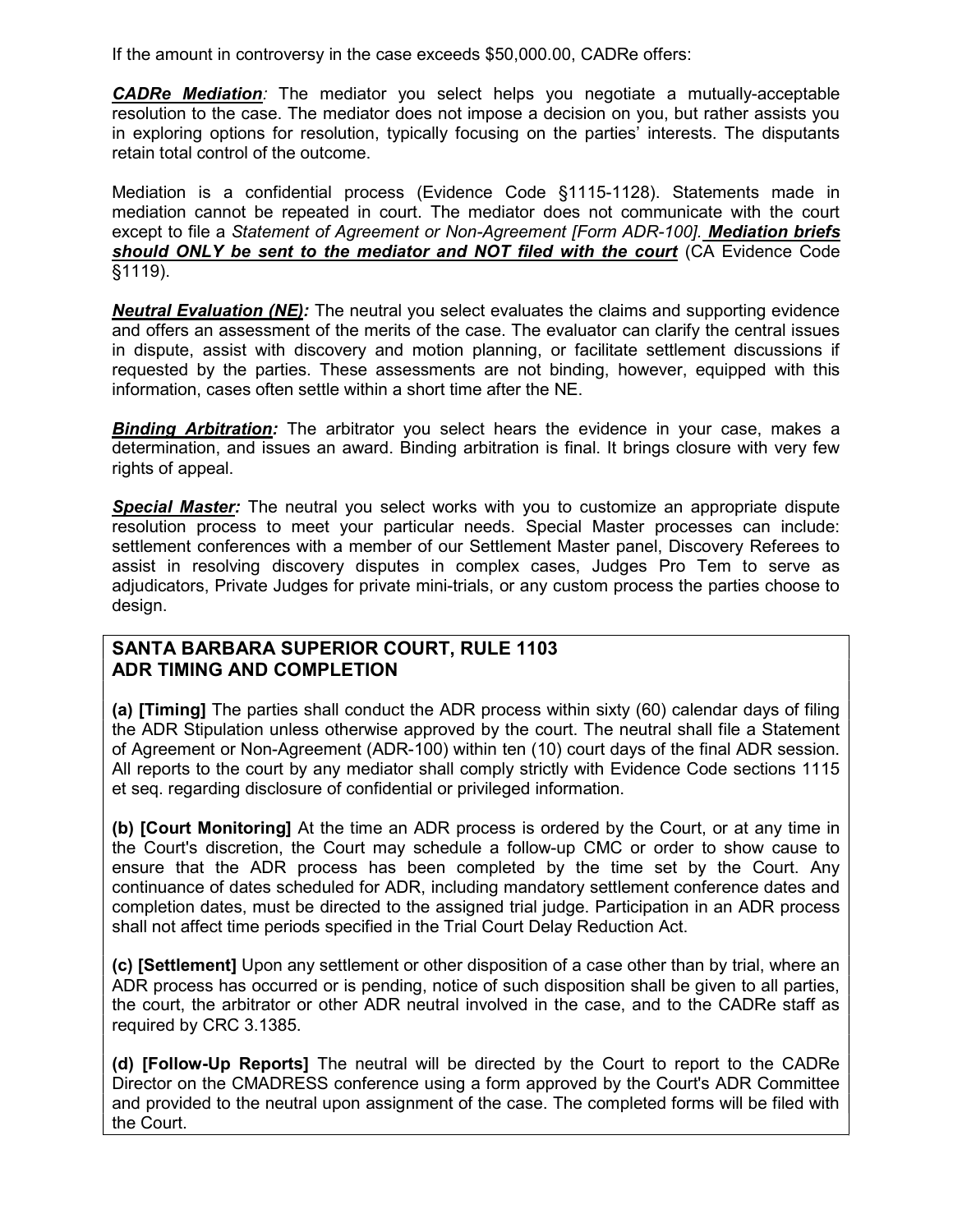If the amount in controversy in the case exceeds $50,000.00, CADRe offers:

***CADRe Mediation****:* The mediator you select helps you negotiate a mutually-acceptable resolution to the case. The mediator does not impose a decision on you, but rather assists you in exploring options for resolution, typically focusing on the parties' interests. The disputants retain total control of the outcome.

Mediation is a confidential process (Evidence Code §1115-1128). Statements made in mediation cannot be repeated in court. The mediator does not communicate with the court except to file a *Statement of Agreement or Non-Agreement [Form ADR-100].* ***Mediation briefs should ONLY be sent to the mediator and NOT filed with the court*** (CA Evidence Code §1119).

***Neutral Evaluation (NE):*** The neutral you select evaluates the claims and supporting evidence and offers an assessment of the merits of the case. The evaluator can clarify the central issues in dispute, assist with discovery and motion planning, or facilitate settlement discussions if requested by the parties. These assessments are not binding, however, equipped with this information, cases often settle within a short time after the NE.

***Binding Arbitration:*** The arbitrator you select hears the evidence in your case, makes a determination, and issues an award. Binding arbitration is final. It brings closure with very few rights of appeal.

***Special Master:*** The neutral you select works with you to customize an appropriate dispute resolution process to meet your particular needs. Special Master processes can include: settlement conferences with a member of our Settlement Master panel, Discovery Referees to assist in resolving discovery disputes in complex cases, Judges Pro Tem to serve as adjudicators, Private Judges for private mini-trials, or any custom process the parties choose to design.

## SANTA BARBARA SUPERIOR COURT, RULE 1103
## ADR TIMING AND COMPLETION

**(a) [Timing]** The parties shall conduct the ADR process within sixty (60) calendar days of filing the ADR Stipulation unless otherwise approved by the court. The neutral shall file a Statement of Agreement or Non-Agreement (ADR-100) within ten (10) court days of the final ADR session. All reports to the court by any mediator shall comply strictly with Evidence Code sections 1115 et seq. regarding disclosure of confidential or privileged information.

**(b) [Court Monitoring]** At the time an ADR process is ordered by the Court, or at any time in the Court's discretion, the Court may schedule a follow-up CMC or order to show cause to ensure that the ADR process has been completed by the time set by the Court. Any continuance of dates scheduled for ADR, including mandatory settlement conference dates and completion dates, must be directed to the assigned trial judge. Participation in an ADR process shall not affect time periods specified in the Trial Court Delay Reduction Act.

**(c) [Settlement]** Upon any settlement or other disposition of a case other than by trial, where an ADR process has occurred or is pending, notice of such disposition shall be given to all parties, the court, the arbitrator or other ADR neutral involved in the case, and to the CADRe staff as required by CRC 3.1385.

**(d) [Follow-Up Reports]** The neutral will be directed by the Court to report to the CADRe Director on the CMADRESS conference using a form approved by the Court's ADR Committee and provided to the neutral upon assignment of the case. The completed forms will be filed with the Court.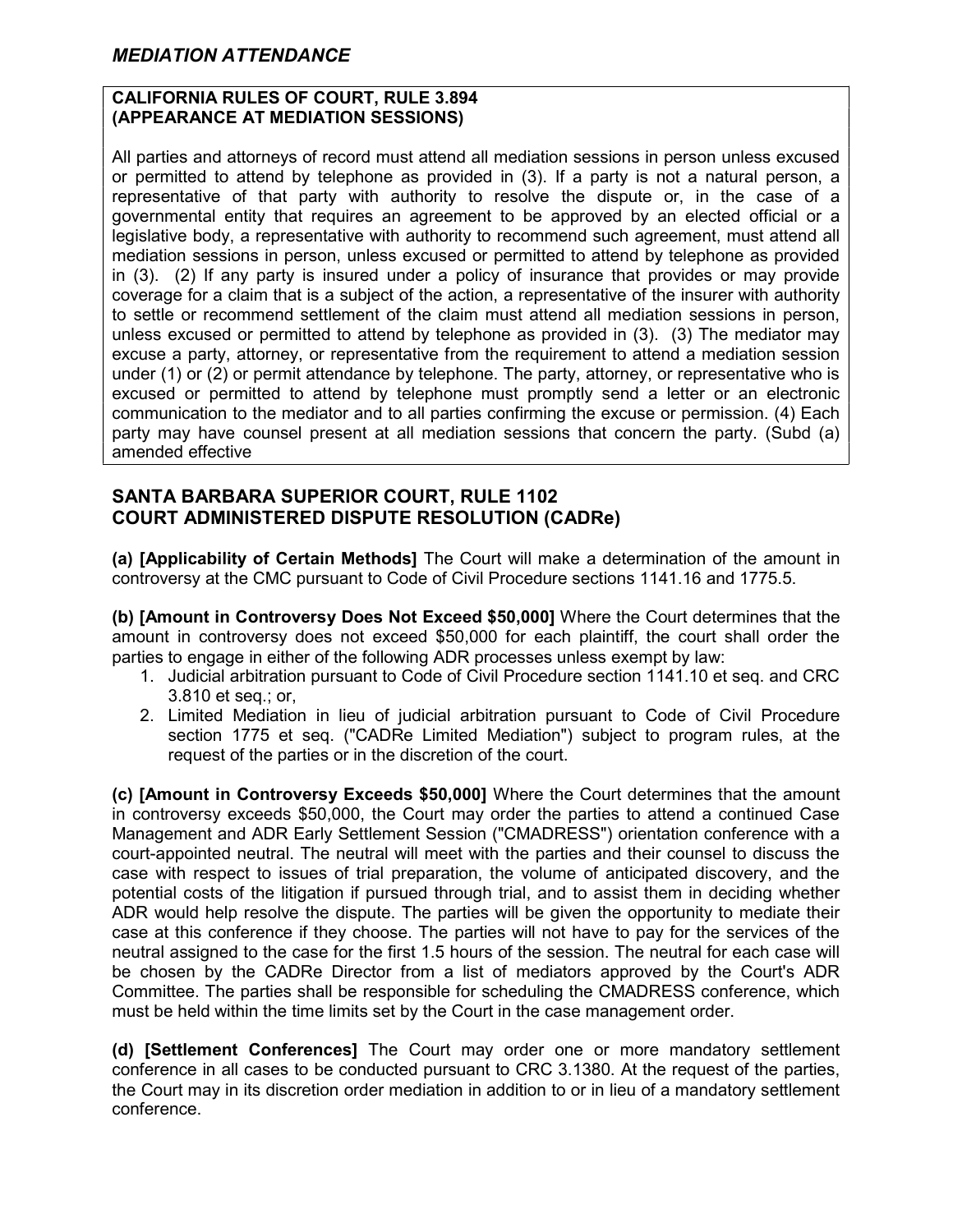## *MEDIATION ATTENDANCE*

**CALIFORNIA RULES OF COURT, RULE 3.894**
**(APPEARANCE AT MEDIATION SESSIONS)**

All parties and attorneys of record must attend all mediation sessions in person unless excused or permitted to attend by telephone as provided in (3). If a party is not a natural person, a representative of that party with authority to resolve the dispute or, in the case of a governmental entity that requires an agreement to be approved by an elected official or a legislative body, a representative with authority to recommend such agreement, must attend all mediation sessions in person, unless excused or permitted to attend by telephone as provided in (3). (2) If any party is insured under a policy of insurance that provides or may provide coverage for a claim that is a subject of the action, a representative of the insurer with authority to settle or recommend settlement of the claim must attend all mediation sessions in person, unless excused or permitted to attend by telephone as provided in (3). (3) The mediator may excuse a party, attorney, or representative from the requirement to attend a mediation session under (1) or (2) or permit attendance by telephone. The party, attorney, or representative who is excused or permitted to attend by telephone must promptly send a letter or an electronic communication to the mediator and to all parties confirming the excuse or permission. (4) Each party may have counsel present at all mediation sessions that concern the party. (Subd (a) amended effective

## SANTA BARBARA SUPERIOR COURT, RULE 1102
## COURT ADMINISTERED DISPUTE RESOLUTION (CADRe)

**(a) [Applicability of Certain Methods]** The Court will make a determination of the amount in controversy at the CMC pursuant to Code of Civil Procedure sections 1141.16 and 1775.5.

**(b) [Amount in Controversy Does Not Exceed $50,000]** Where the Court determines that the amount in controversy does not exceed $50,000 for each plaintiff, the court shall order the parties to engage in either of the following ADR processes unless exempt by law:

1. Judicial arbitration pursuant to Code of Civil Procedure section 1141.10 et seq. and CRC 3.810 et seq.; or,
2. Limited Mediation in lieu of judicial arbitration pursuant to Code of Civil Procedure section 1775 et seq. ("CADRe Limited Mediation") subject to program rules, at the request of the parties or in the discretion of the court.

**(c) [Amount in Controversy Exceeds $50,000]** Where the Court determines that the amount in controversy exceeds $50,000, the Court may order the parties to attend a continued Case Management and ADR Early Settlement Session ("CMADRESS") orientation conference with a court-appointed neutral. The neutral will meet with the parties and their counsel to discuss the case with respect to issues of trial preparation, the volume of anticipated discovery, and the potential costs of the litigation if pursued through trial, and to assist them in deciding whether ADR would help resolve the dispute. The parties will be given the opportunity to mediate their case at this conference if they choose. The parties will not have to pay for the services of the neutral assigned to the case for the first 1.5 hours of the session. The neutral for each case will be chosen by the CADRe Director from a list of mediators approved by the Court's ADR Committee. The parties shall be responsible for scheduling the CMADRESS conference, which must be held within the time limits set by the Court in the case management order.

**(d) [Settlement Conferences]** The Court may order one or more mandatory settlement conference in all cases to be conducted pursuant to CRC 3.1380. At the request of the parties, the Court may in its discretion order mediation in addition to or in lieu of a mandatory settlement conference.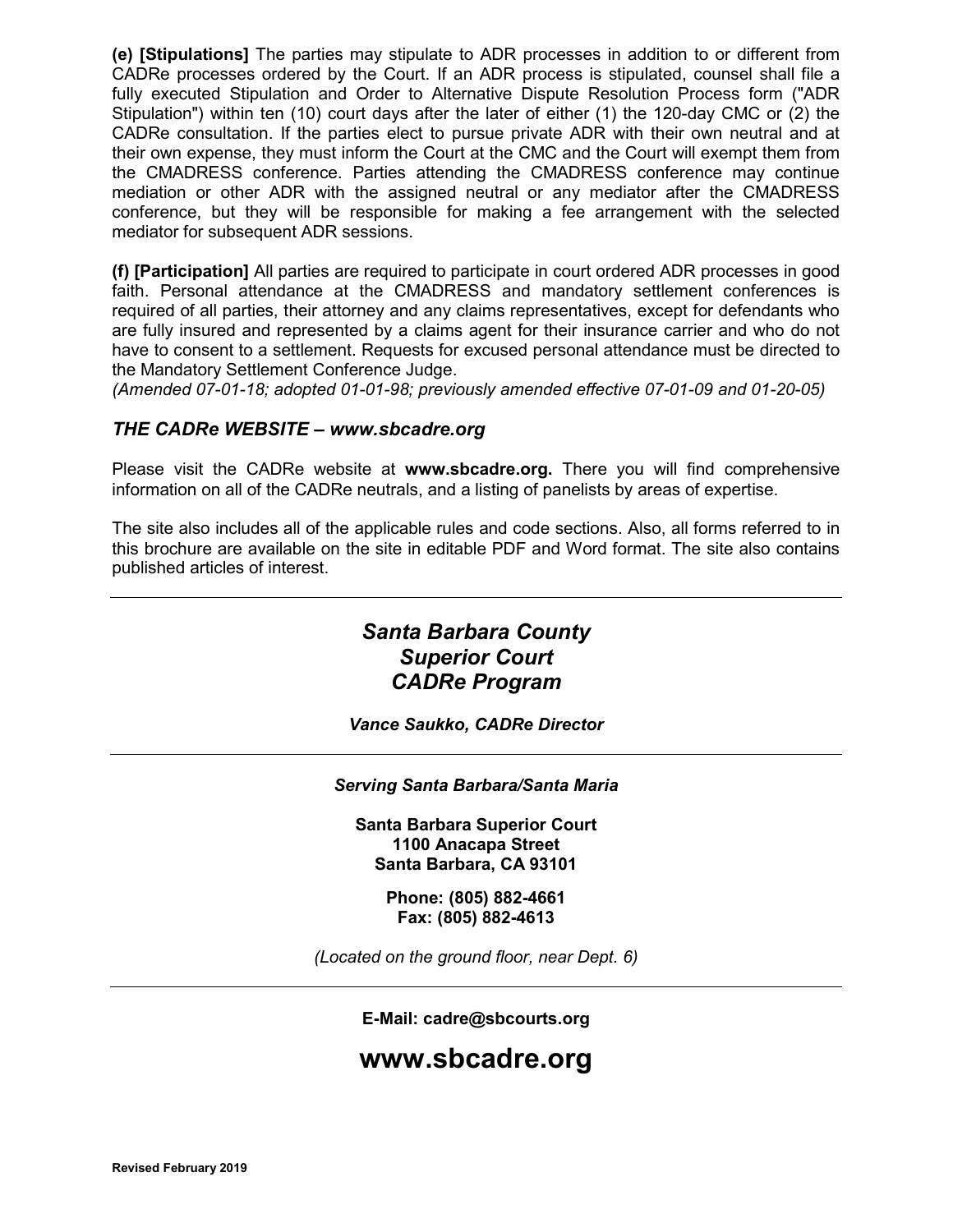**(e) [Stipulations]** The parties may stipulate to ADR processes in addition to or different from CADRe processes ordered by the Court. If an ADR process is stipulated, counsel shall file a fully executed Stipulation and Order to Alternative Dispute Resolution Process form ("ADR Stipulation") within ten (10) court days after the later of either (1) the 120-day CMC or (2) the CADRe consultation. If the parties elect to pursue private ADR with their own neutral and at their own expense, they must inform the Court at the CMC and the Court will exempt them from the CMADRESS conference. Parties attending the CMADRESS conference may continue mediation or other ADR with the assigned neutral or any mediator after the CMADRESS conference, but they will be responsible for making a fee arrangement with the selected mediator for subsequent ADR sessions.

**(f) [Participation]** All parties are required to participate in court ordered ADR processes in good faith. Personal attendance at the CMADRESS and mandatory settlement conferences is required of all parties, their attorney and any claims representatives, except for defendants who are fully insured and represented by a claims agent for their insurance carrier and who do not have to consent to a settlement. Requests for excused personal attendance must be directed to the Mandatory Settlement Conference Judge.
*(Amended 07-01-18; adopted 01-01-98; previously amended effective 07-01-09 and 01-20-05)*

### *THE CADRe WEBSITE – www.sbcadre.org*

Please visit the CADRe website at **www.sbcadre.org.** There you will find comprehensive information on all of the CADRe neutrals, and a listing of panelists by areas of expertise.

The site also includes all of the applicable rules and code sections. Also, all forms referred to in this brochure are available on the site in editable PDF and Word format. The site also contains published articles of interest.

---

## *Santa Barbara County Superior Court CADRe Program*

***Vance Saukko, CADRe Director***

---

***Serving Santa Barbara/Santa Maria***

**Santa Barbara Superior Court**
**1100 Anacapa Street**
**Santa Barbara, CA 93101**

**Phone: (805) 882-4661**
**Fax: (805) 882-4613**

*(Located on the ground floor, near Dept. 6)*

---

**E-Mail: cadre@sbcourts.org**

# www.sbcadre.org

**Revised February 2019**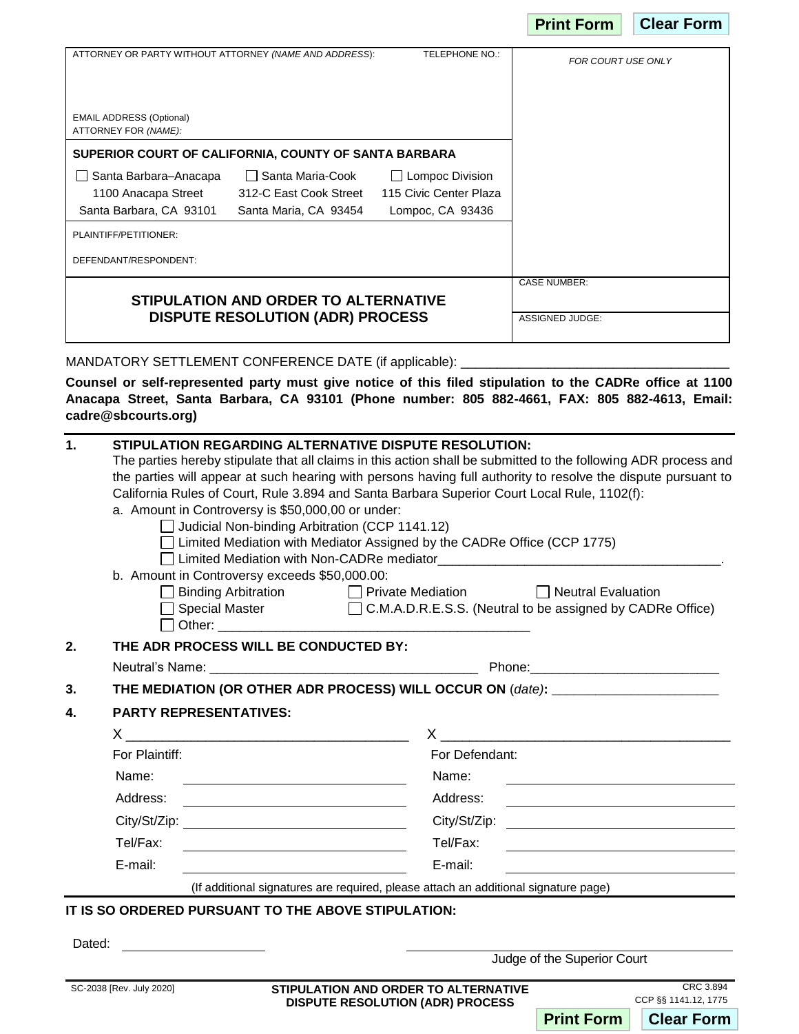| ATTORNEY OR PARTY WITHOUT ATTORNEY *(NAME AND ADDRESS)*: TELEPHONE NO.: | FOR COURT USE ONLY |
|---|---|
| EMAIL ADDRESS (Optional)<br>ATTORNEY FOR *(NAME)*: | |
| **SUPERIOR COURT OF CALIFORNIA, COUNTY OF SANTA BARBARA** | |
| ☐ Santa Barbara–Anacapa, 1100 Anacapa Street, Santa Barbara, CA 93101<br>☐ Santa Maria-Cook, 312-C East Cook Street, Santa Maria, CA 93454<br>☐ Lompoc Division, 115 Civic Center Plaza, Lompoc, CA 93436 | |
| PLAINTIFF/PETITIONER:<br>DEFENDANT/RESPONDENT: | |
| **STIPULATION AND ORDER TO ALTERNATIVE DISPUTE RESOLUTION (ADR) PROCESS** | CASE NUMBER:<br>ASSIGNED JUDGE: |

MANDATORY SETTLEMENT CONFERENCE DATE (if applicable): ____________________________________

**Counsel or self-represented party must give notice of this filed stipulation to the CADRe office at 1100 Anacapa Street, Santa Barbara, CA 93101 (Phone number: 805 882-4661, FAX: 805 882-4613, Email: cadre@sbcourts.org)**

**1. STIPULATION REGARDING ALTERNATIVE DISPUTE RESOLUTION:**
The parties hereby stipulate that all claims in this action shall be submitted to the following ADR process and the parties will appear at such hearing with persons having full authority to resolve the dispute pursuant to California Rules of Court, Rule 3.894 and Santa Barbara Superior Court Local Rule, 1102(f):

a. Amount in Controversy is $50,000,00 or under:
- ☐ Judicial Non-binding Arbitration (CCP 1141.12)
- ☐ Limited Mediation with Mediator Assigned by the CADRe Office (CCP 1775)
- ☐ Limited Mediation with Non-CADRe mediator________________________________________.

b. Amount in Controversy exceeds $50,000.00:
- ☐ Binding Arbitration
- ☐ Private Mediation
- ☐ Neutral Evaluation
- ☐ Special Master
- ☐ C.M.A.D.R.E.S.S. (Neutral to be assigned by CADRe Office)
- ☐ Other: ____________________________________________

**2. THE ADR PROCESS WILL BE CONDUCTED BY:**
Neutral's Name: ____________________________________ Phone:_________________________

**3. THE MEDIATION (OR OTHER ADR PROCESS) WILL OCCUR ON** (*date*)**:** ______________________

**4. PARTY REPRESENTATIVES:**

| X ______________________________________ | X ______________________________________ |
|---|---|
| For Plaintiff: | For Defendant: |
| Name: | Name: |
| Address: | Address: |
| City/St/Zip: | City/St/Zip: |
| Tel/Fax: | Tel/Fax: |
| E-mail: | E-mail: |

(If additional signatures are required, please attach an additional signature page)

**IT IS SO ORDERED PURSUANT TO THE ABOVE STIPULATION:**

Dated: ____________________ ______________________________________
Judge of the Superior Court

SC-2038 [Rev. July 2020] **STIPULATION AND ORDER TO ALTERNATIVE DISPUTE RESOLUTION (ADR) PROCESS** CRC 3.894, CCP §§ 1141.12, 1775